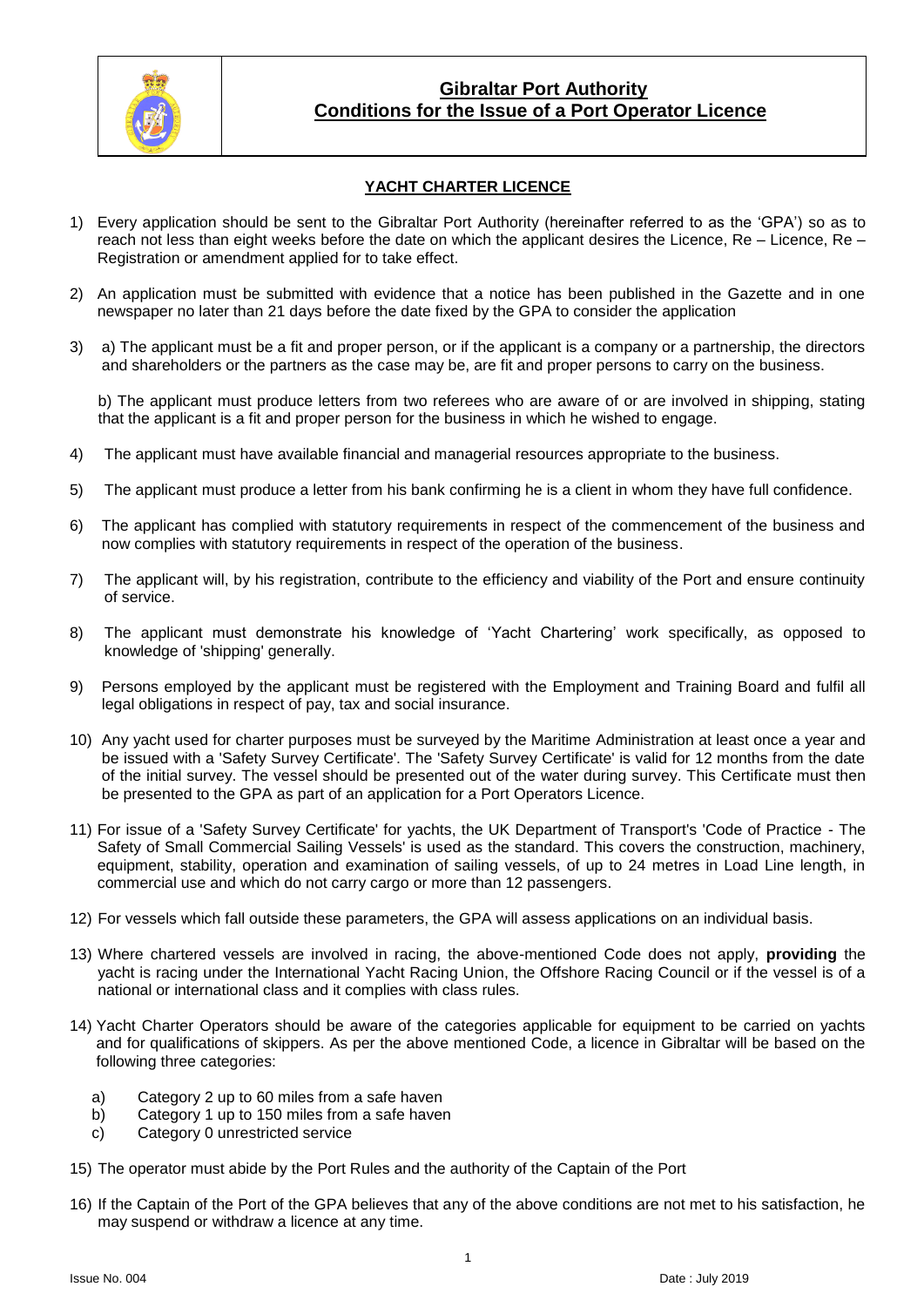# Gibraltar Port Authority
# Conditions for the Issue of a Port Operator Licence

## YACHT CHARTER LICENCE

1) Every application should be sent to the Gibraltar Port Authority (hereinafter referred to as the 'GPA') so as to reach not less than eight weeks before the date on which the applicant desires the Licence, Re – Licence, Re – Registration or amendment applied for to take effect.

2) An application must be submitted with evidence that a notice has been published in the Gazette and in one newspaper no later than 21 days before the date fixed by the GPA to consider the application

3) a) The applicant must be a fit and proper person, or if the applicant is a company or a partnership, the directors and shareholders or the partners as the case may be, are fit and proper persons to carry on the business.

   b) The applicant must produce letters from two referees who are aware of or are involved in shipping, stating that the applicant is a fit and proper person for the business in which he wished to engage.

4) The applicant must have available financial and managerial resources appropriate to the business.

5) The applicant must produce a letter from his bank confirming he is a client in whom they have full confidence.

6) The applicant has complied with statutory requirements in respect of the commencement of the business and now complies with statutory requirements in respect of the operation of the business.

7) The applicant will, by his registration, contribute to the efficiency and viability of the Port and ensure continuity of service.

8) The applicant must demonstrate his knowledge of 'Yacht Chartering' work specifically, as opposed to knowledge of 'shipping' generally.

9) Persons employed by the applicant must be registered with the Employment and Training Board and fulfil all legal obligations in respect of pay, tax and social insurance.

10) Any yacht used for charter purposes must be surveyed by the Maritime Administration at least once a year and be issued with a 'Safety Survey Certificate'. The 'Safety Survey Certificate' is valid for 12 months from the date of the initial survey. The vessel should be presented out of the water during survey. This Certificate must then be presented to the GPA as part of an application for a Port Operators Licence.

11) For issue of a 'Safety Survey Certificate' for yachts, the UK Department of Transport's 'Code of Practice - The Safety of Small Commercial Sailing Vessels' is used as the standard. This covers the construction, machinery, equipment, stability, operation and examination of sailing vessels, of up to 24 metres in Load Line length, in commercial use and which do not carry cargo or more than 12 passengers.

12) For vessels which fall outside these parameters, the GPA will assess applications on an individual basis.

13) Where chartered vessels are involved in racing, the above-mentioned Code does not apply, **providing** the yacht is racing under the International Yacht Racing Union, the Offshore Racing Council or if the vessel is of a national or international class and it complies with class rules.

14) Yacht Charter Operators should be aware of the categories applicable for equipment to be carried on yachts and for qualifications of skippers. As per the above mentioned Code, a licence in Gibraltar will be based on the following three categories:

    a) Category 2 up to 60 miles from a safe haven
    b) Category 1 up to 150 miles from a safe haven
    c) Category 0 unrestricted service

15) The operator must abide by the Port Rules and the authority of the Captain of the Port

16) If the Captain of the Port of the GPA believes that any of the above conditions are not met to his satisfaction, he may suspend or withdraw a licence at any time.

Issue No. 004 Date : July 2019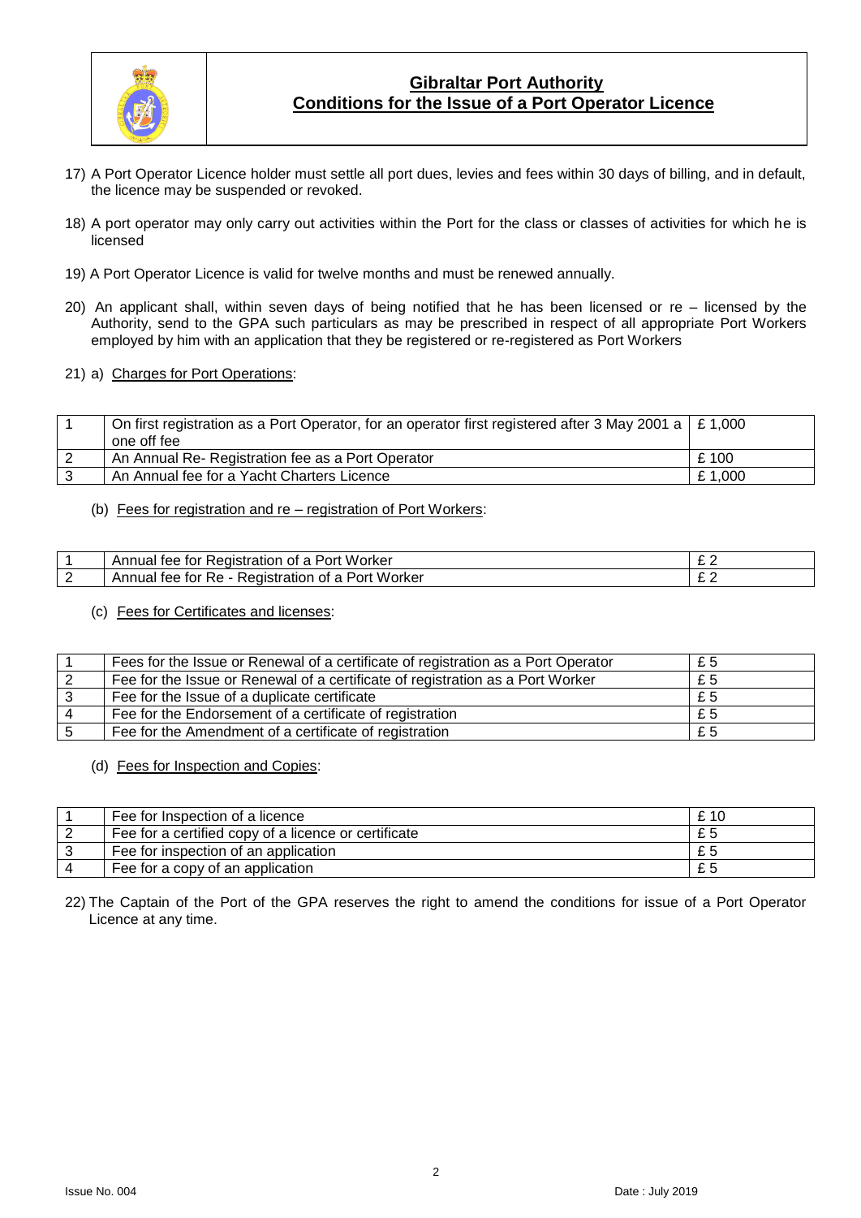# Gibraltar Port Authority
## Conditions for the Issue of a Port Operator Licence

17) A Port Operator Licence holder must settle all port dues, levies and fees within 30 days of billing, and in default, the licence may be suspended or revoked.

18) A port operator may only carry out activities within the Port for the class or classes of activities for which he is licensed

19) A Port Operator Licence is valid for twelve months and must be renewed annually.

20) An applicant shall, within seven days of being notified that he has been licensed or re – licensed by the Authority, send to the GPA such particulars as may be prescribed in respect of all appropriate Port Workers employed by him with an application that they be registered or re-registered as Port Workers

21) a) Charges for Port Operations:

| | | |
|---|---|---|
| 1 | On first registration as a Port Operator, for an operator first registered after 3 May 2001 a one off fee | £ 1,000 |
| 2 | An Annual Re- Registration fee as a Port Operator | £ 100 |
| 3 | An Annual fee for a Yacht Charters Licence | £ 1,000 |

(b) Fees for registration and re – registration of Port Workers:

| | | |
|---|---|---|
| 1 | Annual fee for Registration of a Port Worker | £ 2 |
| 2 | Annual fee for Re - Registration of a Port Worker | £ 2 |

(c) Fees for Certificates and licenses:

| | | |
|---|---|---|
| 1 | Fees for the Issue or Renewal of a certificate of registration as a Port Operator | £ 5 |
| 2 | Fee for the Issue or Renewal of a certificate of registration as a Port Worker | £ 5 |
| 3 | Fee for the Issue of a duplicate certificate | £ 5 |
| 4 | Fee for the Endorsement of a certificate of registration | £ 5 |
| 5 | Fee for the Amendment of a certificate of registration | £ 5 |

(d) Fees for Inspection and Copies:

| | | |
|---|---|---|
| 1 | Fee for Inspection of a licence | £ 10 |
| 2 | Fee for a certified copy of a licence or certificate | £ 5 |
| 3 | Fee for inspection of an application | £ 5 |
| 4 | Fee for a copy of an application | £ 5 |

22) The Captain of the Port of the GPA reserves the right to amend the conditions for issue of a Port Operator Licence at any time.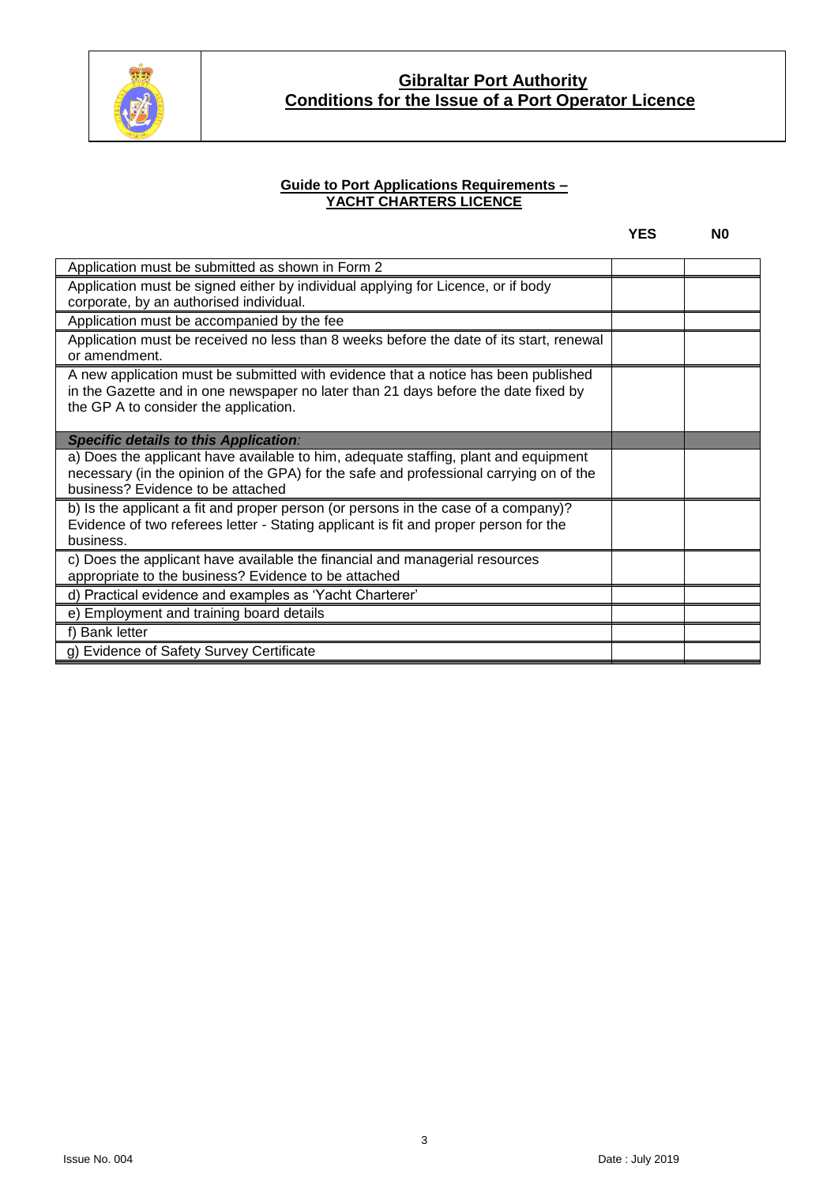# Gibraltar Port Authority
## Conditions for the Issue of a Port Operator Licence

### Guide to Port Applications Requirements – YACHT CHARTERS LICENCE

| | YES | N0 |
|---|---|---|
| Application must be submitted as shown in Form 2 | | |
| Application must be signed either by individual applying for Licence, or if body corporate, by an authorised individual. | | |
| Application must be accompanied by the fee | | |
| Application must be received no less than 8 weeks before the date of its start, renewal or amendment. | | |
| A new application must be submitted with evidence that a notice has been published in the Gazette and in one newspaper no later than 21 days before the date fixed by the GP A to consider the application. | | |
| ***Specific details to this Application:*** | | |
| a) Does the applicant have available to him, adequate staffing, plant and equipment necessary (in the opinion of the GPA) for the safe and professional carrying on of the business? Evidence to be attached | | |
| b) Is the applicant a fit and proper person (or persons in the case of a company)? Evidence of two referees letter - Stating applicant is fit and proper person for the business. | | |
| c) Does the applicant have available the financial and managerial resources appropriate to the business? Evidence to be attached | | |
| d) Practical evidence and examples as 'Yacht Charterer' | | |
| e) Employment and training board details | | |
| f) Bank letter | | |
| g) Evidence of Safety Survey Certificate | | |

Issue No. 004

Date : July 2019